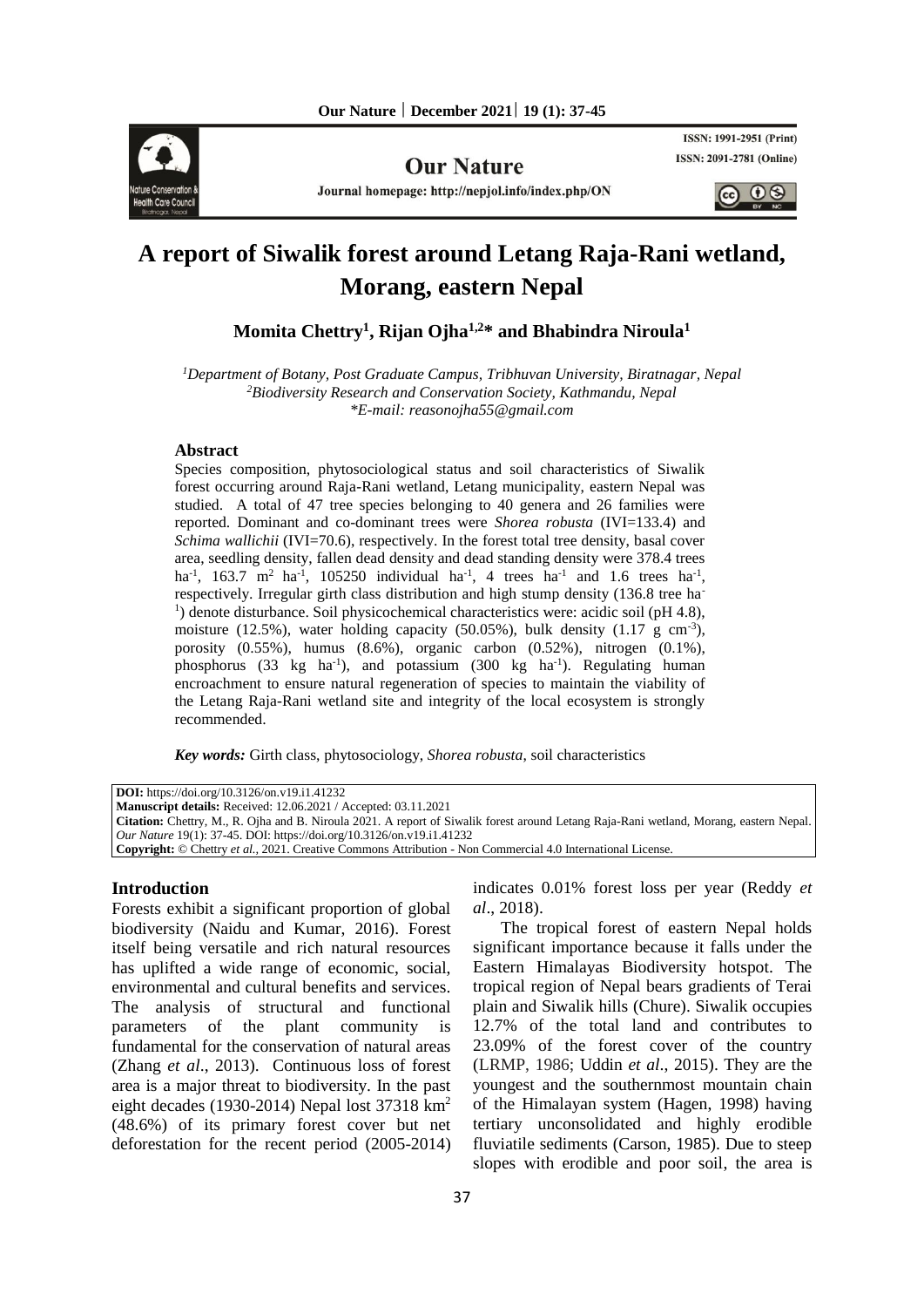# A report of Siwalik forest around Letang Raja-Rani wetland, Morang, eastern Nepal

**Momita Chettry[1], Rijan Ojha[1,2]* and Bhabindra Niroula[1]**

*[1]Department of Botany, Post Graduate Campus, Tribhuvan University, Biratnagar, Nepal*
*[2]Biodiversity Research and Conservation Society, Kathmandu, Nepal*
*\*E-mail: reasonojha55@gmail.com*

## Abstract

Species composition, phytosociological status and soil characteristics of Siwalik forest occurring around Raja-Rani wetland, Letang municipality, eastern Nepal was studied. A total of 47 tree species belonging to 40 genera and 26 families were reported. Dominant and co-dominant trees were *Shorea robusta* (IVI=133.4) and *Schima wallichii* (IVI=70.6), respectively. In the forest total tree density, basal cover area, seedling density, fallen dead density and dead standing density were 378.4 trees ha$^{-1}$, 163.7 m$^2$ ha$^{-1}$, 105250 individual ha$^{-1}$, 4 trees ha$^{-1}$ and 1.6 trees ha$^{-1}$, respectively. Irregular girth class distribution and high stump density (136.8 tree ha$^{-1}$) denote disturbance. Soil physicochemical characteristics were: acidic soil (pH 4.8), moisture (12.5%), water holding capacity (50.05%), bulk density (1.17 g cm$^{-3}$), porosity (0.55%), humus (8.6%), organic carbon (0.52%), nitrogen (0.1%), phosphorus (33 kg ha$^{-1}$), and potassium (300 kg ha$^{-1}$). Regulating human encroachment to ensure natural regeneration of species to maintain the viability of the Letang Raja-Rani wetland site and integrity of the local ecosystem is strongly recommended.

***Key words:*** Girth class, phytosociology, *Shorea robusta*, soil characteristics

**DOI:** https://doi.org/10.3126/on.v19.i1.41232
**Manuscript details:** Received: 12.06.2021 / Accepted: 03.11.2021
**Citation:** Chettry, M., R. Ojha and B. Niroula 2021. A report of Siwalik forest around Letang Raja-Rani wetland, Morang, eastern Nepal. *Our Nature* 19(1): 37-45. DOI: https://doi.org/10.3126/on.v19.i1.41232
**Copyright:** © Chettry *et al.*, 2021. Creative Commons Attribution - Non Commercial 4.0 International License.

## Introduction

Forests exhibit a significant proportion of global biodiversity (Naidu and Kumar, 2016). Forest itself being versatile and rich natural resources has uplifted a wide range of economic, social, environmental and cultural benefits and services. The analysis of structural and functional parameters of the plant community is fundamental for the conservation of natural areas (Zhang *et al*., 2013). Continuous loss of forest area is a major threat to biodiversity. In the past eight decades (1930-2014) Nepal lost 37318 km$^2$ (48.6%) of its primary forest cover but net deforestation for the recent period (2005-2014) indicates 0.01% forest loss per year (Reddy *et al*., 2018).

The tropical forest of eastern Nepal holds significant importance because it falls under the Eastern Himalayas Biodiversity hotspot. The tropical region of Nepal bears gradients of Terai plain and Siwalik hills (Chure). Siwalik occupies 12.7% of the total land and contributes to 23.09% of the forest cover of the country (LRMP, 1986; Uddin *et al*., 2015). They are the youngest and the southernmost mountain chain of the Himalayan system (Hagen, 1998) having tertiary unconsolidated and highly erodible fluviatile sediments (Carson, 1985). Due to steep slopes with erodible and poor soil, the area is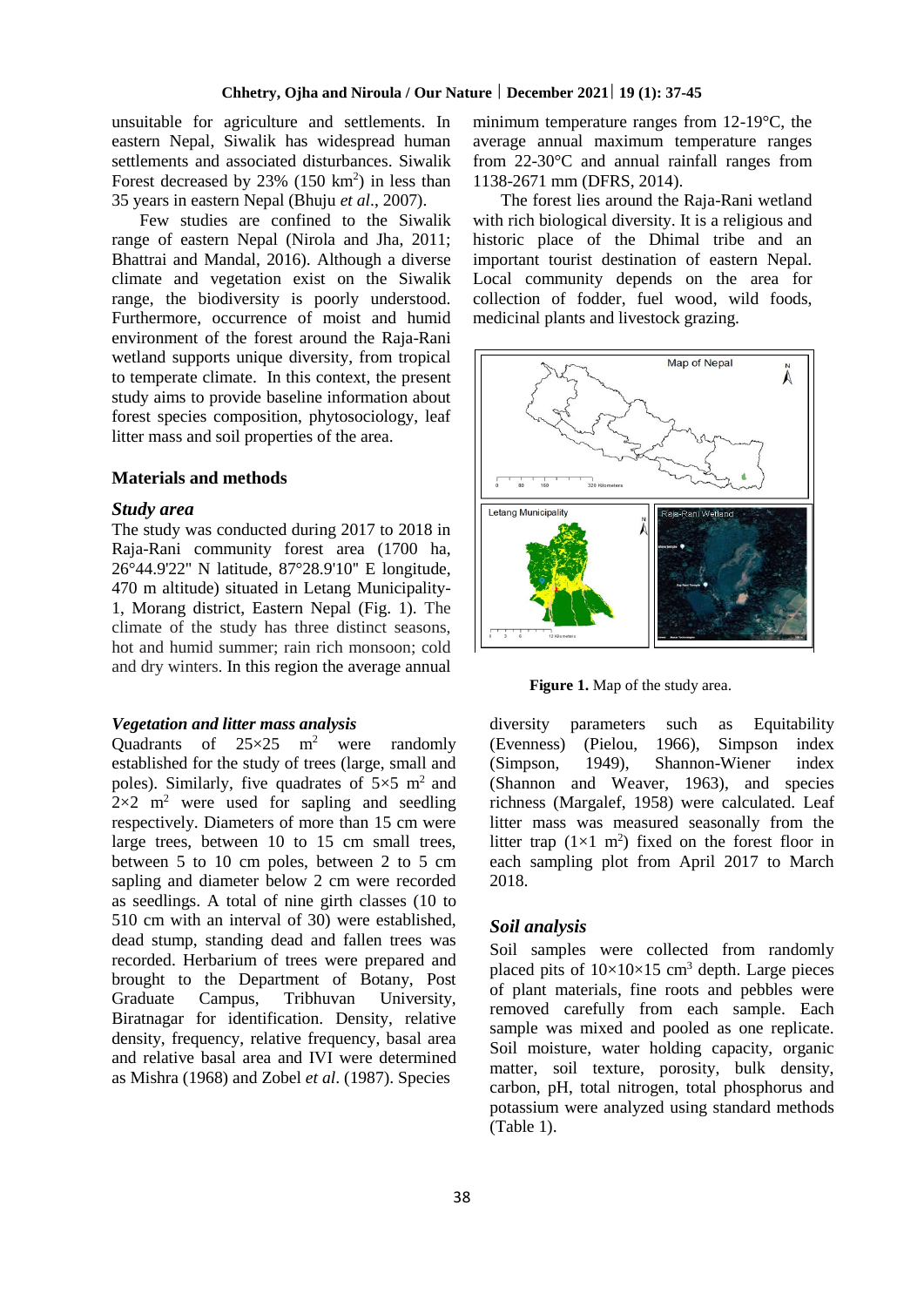unsuitable for agriculture and settlements. In eastern Nepal, Siwalik has widespread human settlements and associated disturbances. Siwalik Forest decreased by 23% (150 $km^2$) in less than 35 years in eastern Nepal (Bhuju *et al*., 2007).

Few studies are confined to the Siwalik range of eastern Nepal (Nirola and Jha, 2011; Bhattrai and Mandal, 2016). Although a diverse climate and vegetation exist on the Siwalik range, the biodiversity is poorly understood. Furthermore, occurrence of moist and humid environment of the forest around the Raja-Rani wetland supports unique diversity, from tropical to temperate climate. In this context, the present study aims to provide baseline information about forest species composition, phytosociology, leaf litter mass and soil properties of the area.

## Materials and methods

### *Study area*

The study was conducted during 2017 to 2018 in Raja-Rani community forest area (1700 ha, 26°44.9'22" N latitude, 87°28.9'10" E longitude, 470 m altitude) situated in Letang Municipality-1, Morang district, Eastern Nepal (Fig. 1). The climate of the study has three distinct seasons, hot and humid summer; rain rich monsoon; cold and dry winters. In this region the average annual minimum temperature ranges from 12-19°C, the average annual maximum temperature ranges from 22-30°C and annual rainfall ranges from 1138-2671 mm (DFRS, 2014).

The forest lies around the Raja-Rani wetland with rich biological diversity. It is a religious and historic place of the Dhimal tribe and an important tourist destination of eastern Nepal. Local community depends on the area for collection of fodder, fuel wood, wild foods, medicinal plants and livestock grazing.

Map of Nepal

Letang Municipality

Raja-Rani Wetland

**Figure 1.** Map of the study area.

### *Vegetation and litter mass analysis*

Quadrants of 25×25 $m^2$ were randomly established for the study of trees (large, small and poles). Similarly, five quadrates of 5×5 $m^2$ and 2×2 $m^2$ were used for sapling and seedling respectively. Diameters of more than 15 cm were large trees, between 10 to 15 cm small trees, between 5 to 10 cm poles, between 2 to 5 cm sapling and diameter below 2 cm were recorded as seedlings. A total of nine girth classes (10 to 510 cm with an interval of 30) were established, dead stump, standing dead and fallen trees was recorded. Herbarium of trees were prepared and brought to the Department of Botany, Post Graduate Campus, Tribhuvan University, Biratnagar for identification. Density, relative density, frequency, relative frequency, basal area and relative basal area and IVI were determined as Mishra (1968) and Zobel *et al*. (1987). Species diversity parameters such as Equitability (Evenness) (Pielou, 1966), Simpson index (Simpson, 1949), Shannon-Wiener index (Shannon and Weaver, 1963), and species richness (Margalef, 1958) were calculated. Leaf litter mass was measured seasonally from the litter trap (1×1 $m^2$) fixed on the forest floor in each sampling plot from April 2017 to March 2018.

### *Soil analysis*

Soil samples were collected from randomly placed pits of 10×10×15 $cm^3$ depth. Large pieces of plant materials, fine roots and pebbles were removed carefully from each sample. Each sample was mixed and pooled as one replicate. Soil moisture, water holding capacity, organic matter, soil texture, porosity, bulk density, carbon, pH, total nitrogen, total phosphorus and potassium were analyzed using standard methods (Table 1).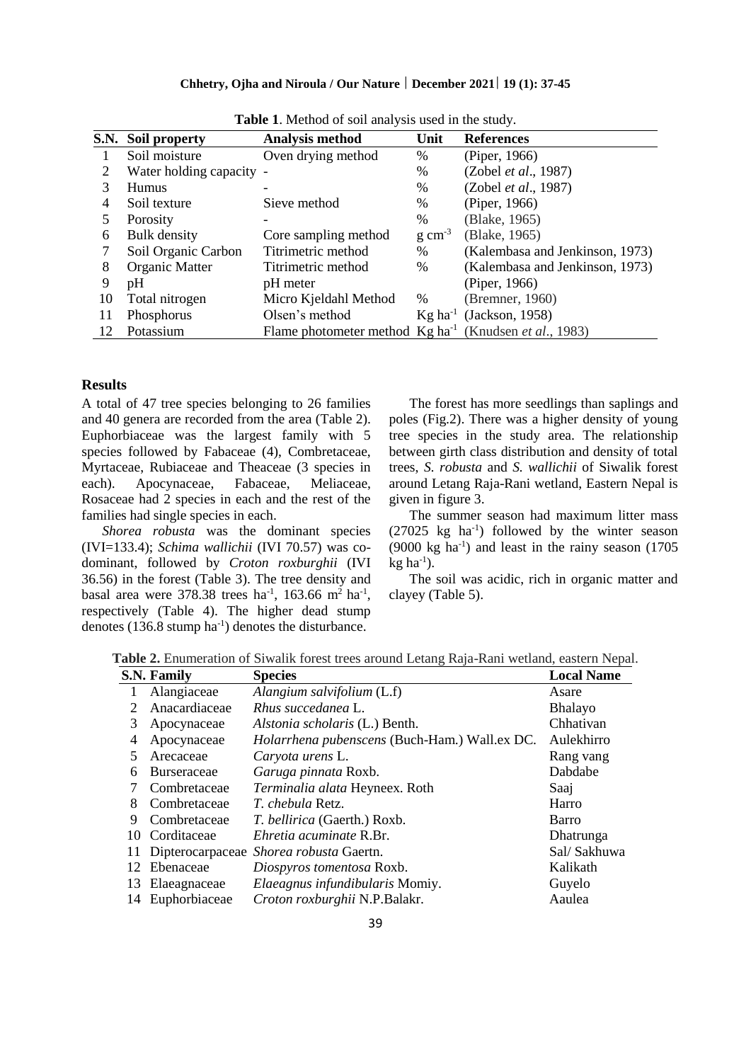**Table 1**. Method of soil analysis used in the study.

| S.N. | Soil property | Analysis method | Unit | References |
|---|---|---|---|---|
| 1 | Soil moisture | Oven drying method | % | (Piper, 1966) |
| 2 | Water holding capacity | - | % | (Zobel *et al*., 1987) |
| 3 | Humus | - | % | (Zobel *et al*., 1987) |
| 4 | Soil texture | Sieve method | % | (Piper, 1966) |
| 5 | Porosity | - | % | (Blake, 1965) |
| 6 | Bulk density | Core sampling method | $g\ cm^{-3}$ | (Blake, 1965) |
| 7 | Soil Organic Carbon | Titrimetric method | % | (Kalembasa and Jenkinson, 1973) |
| 8 | Organic Matter | Titrimetric method | % | (Kalembasa and Jenkinson, 1973) |
| 9 | pH | pH meter | | (Piper, 1966) |
| 10 | Total nitrogen | Micro Kjeldahl Method | % | (Bremner, 1960) |
| 11 | Phosphorus | Olsen's method | $Kg\ ha^{-1}$ | (Jackson, 1958) |
| 12 | Potassium | Flame photometer method | $Kg\ ha^{-1}$ | (Knudsen *et al*., 1983) |

## Results

A total of 47 tree species belonging to 26 families and 40 genera are recorded from the area (Table 2). Euphorbiaceae was the largest family with 5 species followed by Fabaceae (4), Combretaceae, Myrtaceae, Rubiaceae and Theaceae (3 species in each). Apocynaceae, Fabaceae, Meliaceae, Rosaceae had 2 species in each and the rest of the families had single species in each.

*Shorea robusta* was the dominant species (IVI=133.4); *Schima wallichii* (IVI 70.57) was co-dominant, followed by *Croton roxburghii* (IVI 36.56) in the forest (Table 3). The tree density and basal area were 378.38 trees $ha^{-1}$, 163.66 $m^2\ ha^{-1}$, respectively (Table 4). The higher dead stump denotes (136.8 stump $ha^{-1}$) denotes the disturbance.

The forest has more seedlings than saplings and poles (Fig.2). There was a higher density of young tree species in the study area. The relationship between girth class distribution and density of total trees, *S. robusta* and *S. wallichii* of Siwalik forest around Letang Raja-Rani wetland, Eastern Nepal is given in figure 3.

The summer season had maximum litter mass (27025 kg $ha^{-1}$) followed by the winter season (9000 kg $ha^{-1}$) and least in the rainy season (1705 kg $ha^{-1}$).

The soil was acidic, rich in organic matter and clayey (Table 5).

**Table 2.** Enumeration of Siwalik forest trees around Letang Raja-Rani wetland, eastern Nepal.

| S.N. | Family | Species | Local Name |
|---|---|---|---|
| 1 | Alangiaceae | *Alangium salvifolium* (L.f) | Asare |
| 2 | Anacardiaceae | *Rhus succedanea* L. | Bhalayo |
| 3 | Apocynaceae | *Alstonia scholaris* (L.) Benth. | Chhativan |
| 4 | Apocynaceae | *Holarrhena pubenscens* (Buch-Ham.) Wall.ex DC. | Aulekhirro |
| 5 | Arecaceae | *Caryota urens* L. | Rang vang |
| 6 | Burseraceae | *Garuga pinnata* Roxb. | Dabdabe |
| 7 | Combretaceae | *Terminalia alata* Heyneex. Roth | Saaj |
| 8 | Combretaceae | *T. chebula* Retz. | Harro |
| 9 | Combretaceae | *T. bellirica* (Gaerth.) Roxb. | Barro |
| 10 | Corditaceae | *Ehretia acuminate* R.Br. | Dhatrunga |
| 11 | Dipterocarpaceae | *Shorea robusta* Gaertn. | Sal/ Sakhuwa |
| 12 | Ebenaceae | *Diospyros tomentosa* Roxb. | Kalikath |
| 13 | Elaeagnaceae | *Elaeagnus infundibularis* Momiy. | Guyelo |
| 14 | Euphorbiaceae | *Croton roxburghii* N.P.Balakr. | Aaulea |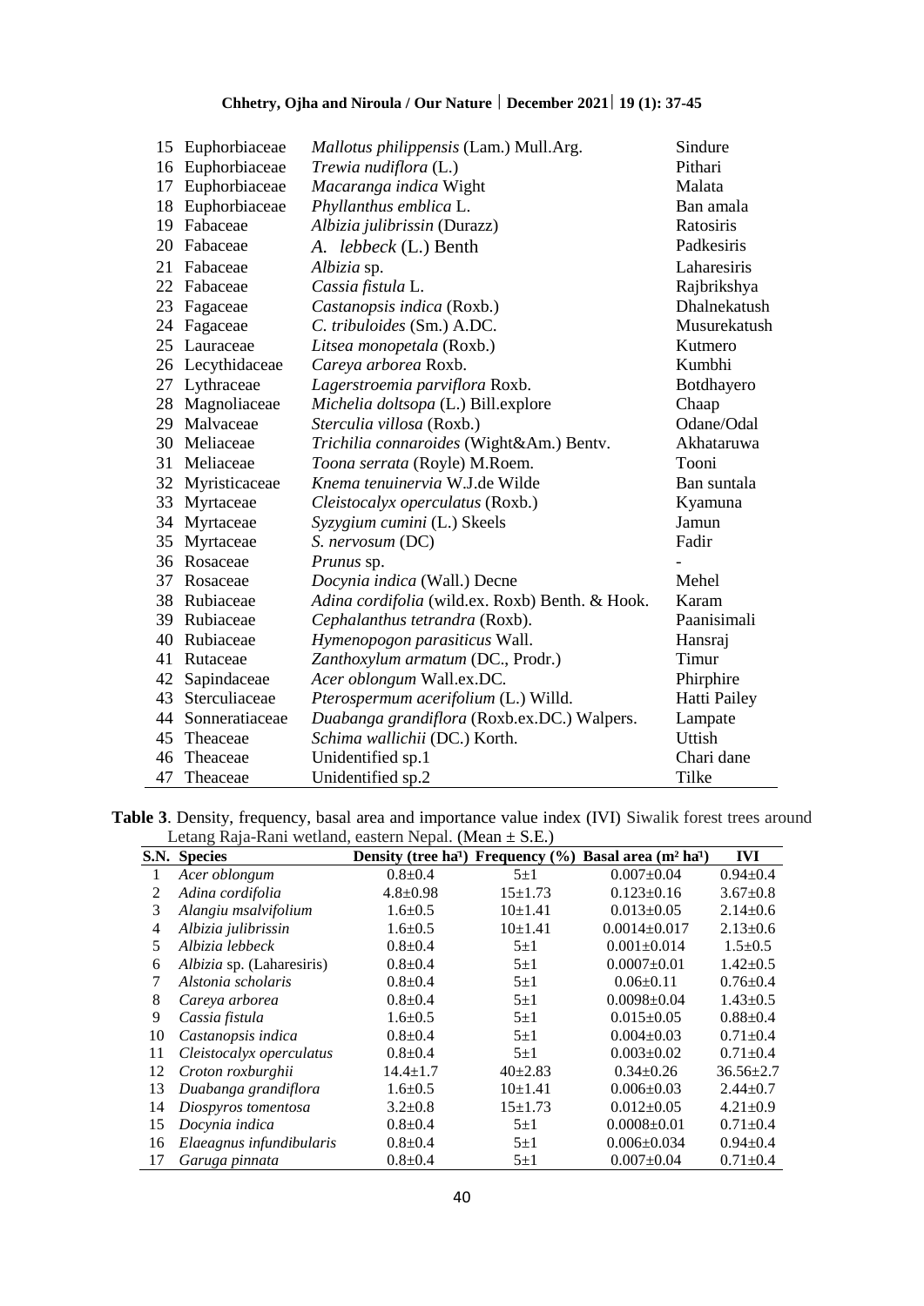| | | | |
|---|---|---|---|
| 15 | Euphorbiaceae | *Mallotus philippensis* (Lam.) Mull.Arg. | Sindure |
| 16 | Euphorbiaceae | *Trewia nudiflora* (L.) | Pithari |
| 17 | Euphorbiaceae | *Macaranga indica* Wight | Malata |
| 18 | Euphorbiaceae | *Phyllanthus emblica* L. | Ban amala |
| 19 | Fabaceae | *Albizia julibrissin* (Durazz) | Ratosiris |
| 20 | Fabaceae | *A. lebbeck* (L.) Benth | Padkesiris |
| 21 | Fabaceae | *Albizia* sp. | Laharesiris |
| 22 | Fabaceae | *Cassia fistula* L. | Rajbrikshya |
| 23 | Fagaceae | *Castanopsis indica* (Roxb.) | Dhalnekatush |
| 24 | Fagaceae | *C. tribuloides* (Sm.) A.DC. | Musurekatush |
| 25 | Lauraceae | *Litsea monopetala* (Roxb.) | Kutmero |
| 26 | Lecythidaceae | *Careya arborea* Roxb. | Kumbhi |
| 27 | Lythraceae | *Lagerstroemia parviflora* Roxb. | Botdhayero |
| 28 | Magnoliaceae | *Michelia doltsopa* (L.) Bill.explore | Chaap |
| 29 | Malvaceae | *Sterculia villosa* (Roxb.) | Odane/Odal |
| 30 | Meliaceae | *Trichilia connaroides* (Wight&Am.) Bentv. | Akhataruwa |
| 31 | Meliaceae | *Toona serrata* (Royle) M.Roem. | Tooni |
| 32 | Myristicaceae | *Knema tenuinervia* W.J.de Wilde | Ban suntala |
| 33 | Myrtaceae | *Cleistocalyx operculatus* (Roxb.) | Kyamuna |
| 34 | Myrtaceae | *Syzygium cumini* (L.) Skeels | Jamun |
| 35 | Myrtaceae | *S. nervosum* (DC) | Fadir |
| 36 | Rosaceae | *Prunus* sp. | - |
| 37 | Rosaceae | *Docynia indica* (Wall.) Decne | Mehel |
| 38 | Rubiaceae | *Adina cordifolia* (wild.ex. Roxb) Benth. & Hook. | Karam |
| 39 | Rubiaceae | *Cephalanthus tetrandra* (Roxb). | Paanisimali |
| 40 | Rubiaceae | *Hymenopogon parasiticus* Wall. | Hansraj |
| 41 | Rutaceae | *Zanthoxylum armatum* (DC., Prodr.) | Timur |
| 42 | Sapindaceae | *Acer oblongum* Wall.ex.DC. | Phirphire |
| 43 | Sterculiaceae | *Pterospermum acerifolium* (L.) Willd. | Hatti Pailey |
| 44 | Sonneratiaceae | *Duabanga grandiflora* (Roxb.ex.DC.) Walpers. | Lampate |
| 45 | Theaceae | *Schima wallichii* (DC.) Korth. | Uttish |
| 46 | Theaceae | Unidentified sp.1 | Chari dane |
| 47 | Theaceae | Unidentified sp.2 | Tilke |

**Table 3**. Density, frequency, basal area and importance value index (IVI) Siwalik forest trees around Letang Raja-Rani wetland, eastern Nepal. (Mean ± S.E.)

| S.N. | Species | Density (tree ha¹) | Frequency (%) | Basal area (m² ha¹) | IVI |
|---|---|---|---|---|---|
| 1 | *Acer oblongum* | 0.8±0.4 | 5±1 | 0.007±0.04 | 0.94±0.4 |
| 2 | *Adina cordifolia* | 4.8±0.98 | 15±1.73 | 0.123±0.16 | 3.67±0.8 |
| 3 | *Alangiu msalvifolium* | 1.6±0.5 | 10±1.41 | 0.013±0.05 | 2.14±0.6 |
| 4 | *Albizia julibrissin* | 1.6±0.5 | 10±1.41 | 0.0014±0.017 | 2.13±0.6 |
| 5 | *Albizia lebbeck* | 0.8±0.4 | 5±1 | 0.001±0.014 | 1.5±0.5 |
| 6 | *Albizia* sp. (Laharesiris) | 0.8±0.4 | 5±1 | 0.0007±0.01 | 1.42±0.5 |
| 7 | *Alstonia scholaris* | 0.8±0.4 | 5±1 | 0.06±0.11 | 0.76±0.4 |
| 8 | *Careya arborea* | 0.8±0.4 | 5±1 | 0.0098±0.04 | 1.43±0.5 |
| 9 | *Cassia fistula* | 1.6±0.5 | 5±1 | 0.015±0.05 | 0.88±0.4 |
| 10 | *Castanopsis indica* | 0.8±0.4 | 5±1 | 0.004±0.03 | 0.71±0.4 |
| 11 | *Cleistocalyx operculatus* | 0.8±0.4 | 5±1 | 0.003±0.02 | 0.71±0.4 |
| 12 | *Croton roxburghii* | 14.4±1.7 | 40±2.83 | 0.34±0.26 | 36.56±2.7 |
| 13 | *Duabanga grandiflora* | 1.6±0.5 | 10±1.41 | 0.006±0.03 | 2.44±0.7 |
| 14 | *Diospyros tomentosa* | 3.2±0.8 | 15±1.73 | 0.012±0.05 | 4.21±0.9 |
| 15 | *Docynia indica* | 0.8±0.4 | 5±1 | 0.0008±0.01 | 0.71±0.4 |
| 16 | *Elaeagnus infundibularis* | 0.8±0.4 | 5±1 | 0.006±0.034 | 0.94±0.4 |
| 17 | *Garuga pinnata* | 0.8±0.4 | 5±1 | 0.007±0.04 | 0.71±0.4 |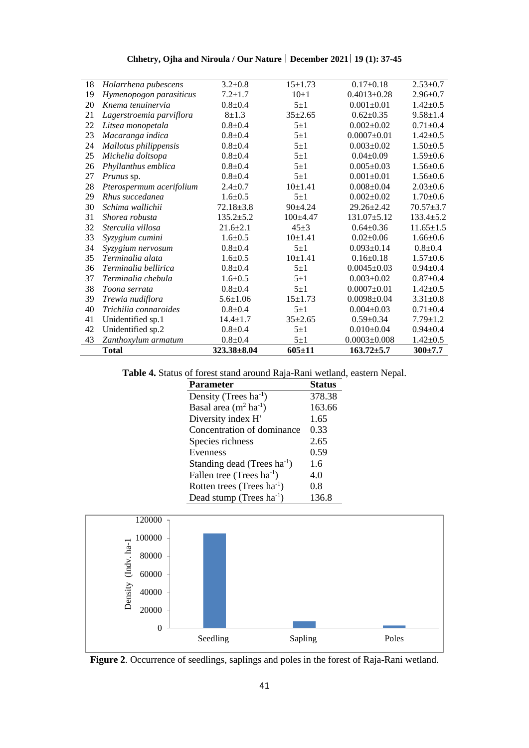| | | | | | |
|---|---|---|---|---|---|
| 18 | *Holarrhena pubescens* | 3.2±0.8 | 15±1.73 | 0.17±0.18 | 2.53±0.7 |
| 19 | *Hymenopogon parasiticus* | 7.2±1.7 | 10±1 | 0.4013±0.28 | 2.96±0.7 |
| 20 | *Knema tenuinervia* | 0.8±0.4 | 5±1 | 0.001±0.01 | 1.42±0.5 |
| 21 | *Lagerstroemia parviflora* | 8±1.3 | 35±2.65 | 0.62±0.35 | 9.58±1.4 |
| 22 | *Litsea monopetala* | 0.8±0.4 | 5±1 | 0.002±0.02 | 0.71±0.4 |
| 23 | *Macaranga indica* | 0.8±0.4 | 5±1 | 0.0007±0.01 | 1.42±0.5 |
| 24 | *Mallotus philippensis* | 0.8±0.4 | 5±1 | 0.003±0.02 | 1.50±0.5 |
| 25 | *Michelia doltsopa* | 0.8±0.4 | 5±1 | 0.04±0.09 | 1.59±0.6 |
| 26 | *Phyllanthus emblica* | 0.8±0.4 | 5±1 | 0.005±0.03 | 1.56±0.6 |
| 27 | *Prunus* sp. | 0.8±0.4 | 5±1 | 0.001±0.01 | 1.56±0.6 |
| 28 | *Pterospermum acerifolium* | 2.4±0.7 | 10±1.41 | 0.008±0.04 | 2.03±0.6 |
| 29 | *Rhus succedanea* | 1.6±0.5 | 5±1 | 0.002±0.02 | 1.70±0.6 |
| 30 | *Schima wallichii* | 72.18±3.8 | 90±4.24 | 29.26±2.42 | 70.57±3.7 |
| 31 | *Shorea robusta* | 135.2±5.2 | 100±4.47 | 131.07±5.12 | 133.4±5.2 |
| 32 | *Sterculia villosa* | 21.6±2.1 | 45±3 | 0.64±0.36 | 11.65±1.5 |
| 33 | *Syzygium cumini* | 1.6±0.5 | 10±1.41 | 0.02±0.06 | 1.66±0.6 |
| 34 | *Syzygium nervosum* | 0.8±0.4 | 5±1 | 0.093±0.14 | 0.8±0.4 |
| 35 | *Terminalia alata* | 1.6±0.5 | 10±1.41 | 0.16±0.18 | 1.57±0.6 |
| 36 | *Terminalia bellirica* | 0.8±0.4 | 5±1 | 0.0045±0.03 | 0.94±0.4 |
| 37 | *Terminalia chebula* | 1.6±0.5 | 5±1 | 0.003±0.02 | 0.87±0.4 |
| 38 | *Toona serrata* | 0.8±0.4 | 5±1 | 0.0007±0.01 | 1.42±0.5 |
| 39 | *Trewia nudiflora* | 5.6±1.06 | 15±1.73 | 0.0098±0.04 | 3.31±0.8 |
| 40 | *Trichilia connaroides* | 0.8±0.4 | 5±1 | 0.004±0.03 | 0.71±0.4 |
| 41 | Unidentified sp.1 | 14.4±1.7 | 35±2.65 | 0.59±0.34 | 7.79±1.2 |
| 42 | Unidentified sp.2 | 0.8±0.4 | 5±1 | 0.010±0.04 | 0.94±0.4 |
| 43 | *Zanthoxylum armatum* | 0.8±0.4 | 5±1 | 0.0003±0.008 | 1.42±0.5 |
| | **Total** | **323.38±8.04** | **605±11** | **163.72±5.7** | **300±7.7** |

**Table 4.** Status of forest stand around Raja-Rani wetland, eastern Nepal.

| Parameter | Status |
|---|---|
| Density (Trees $ha^{-1}$) | 378.38 |
| Basal area ($m^2$ $ha^{-1}$) | 163.66 |
| Diversity index H' | 1.65 |
| Concentration of dominance | 0.33 |
| Species richness | 2.65 |
| Evenness | 0.59 |
| Standing dead (Trees $ha^{-1}$) | 1.6 |
| Fallen tree (Trees $ha^{-1}$) | 4.0 |
| Rotten trees (Trees $ha^{-1}$) | 0.8 |
| Dead stump (Trees $ha^{-1}$) | 136.8 |

Density (Indv. ha-1)

120000
100000
80000
60000
40000
20000
0

Seedling
Sapling
Poles

**Figure 2**. Occurrence of seedlings, saplings and poles in the forest of Raja-Rani wetland.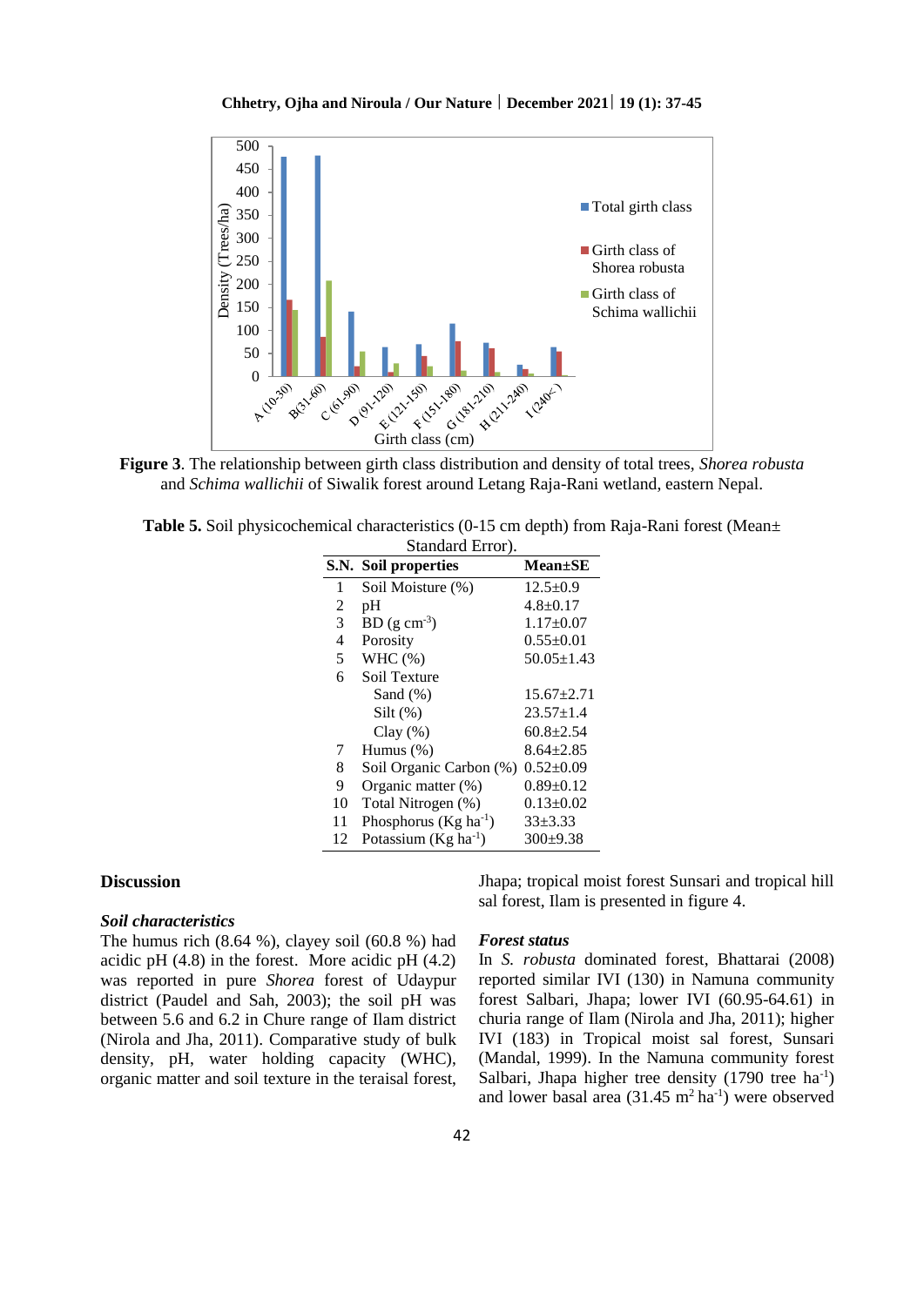500
450
400
350
300
250
200
150
100
50
0

Density (Trees/ha)

A (10-30) B(31-60) C (61-90) D (91-120) E (121-150) F (151-180) G (181-210) H (211-240) I (240<)

Girth class (cm)

Total girth class

Girth class of Shorea robusta

Girth class of Schima wallichii

**Figure 3**. The relationship between girth class distribution and density of total trees, *Shorea robusta* and *Schima wallichii* of Siwalik forest around Letang Raja-Rani wetland, eastern Nepal.

**Table 5.** Soil physicochemical characteristics (0-15 cm depth) from Raja-Rani forest (Mean± Standard Error).

| S.N. | Soil properties | Mean±SE |
|---|---|---|
| 1 | Soil Moisture (%) | 12.5±0.9 |
| 2 | pH | 4.8±0.17 |
| 3 | BD (g $cm^{-3}$) | 1.17±0.07 |
| 4 | Porosity | 0.55±0.01 |
| 5 | WHC (%) | 50.05±1.43 |
| 6 | Soil Texture | |
| | Sand (%) | 15.67±2.71 |
| | Silt (%) | 23.57±1.4 |
| | Clay (%) | 60.8±2.54 |
| 7 | Humus (%) | 8.64±2.85 |
| 8 | Soil Organic Carbon (%) | 0.52±0.09 |
| 9 | Organic matter (%) | 0.89±0.12 |
| 10 | Total Nitrogen (%) | 0.13±0.02 |
| 11 | Phosphorus (Kg $ha^{-1}$) | 33±3.33 |
| 12 | Potassium (Kg $ha^{-1}$) | 300±9.38 |

## Discussion

### *Soil characteristics*

The humus rich (8.64 %), clayey soil (60.8 %) had acidic pH (4.8) in the forest. More acidic pH (4.2) was reported in pure *Shorea* forest of Udaypur district (Paudel and Sah, 2003); the soil pH was between 5.6 and 6.2 in Chure range of Ilam district (Nirola and Jha, 2011). Comparative study of bulk density, pH, water holding capacity (WHC), organic matter and soil texture in the teraisal forest, Jhapa; tropical moist forest Sunsari and tropical hill sal forest, Ilam is presented in figure 4.

### *Forest status*

In *S. robusta* dominated forest, Bhattarai (2008) reported similar IVI (130) in Namuna community forest Salbari, Jhapa; lower IVI (60.95-64.61) in churia range of Ilam (Nirola and Jha, 2011); higher IVI (183) in Tropical moist sal forest, Sunsari (Mandal, 1999). In the Namuna community forest Salbari, Jhapa higher tree density (1790 tree $ha^{-1}$) and lower basal area (31.45 $m^2$ $ha^{-1}$) were observed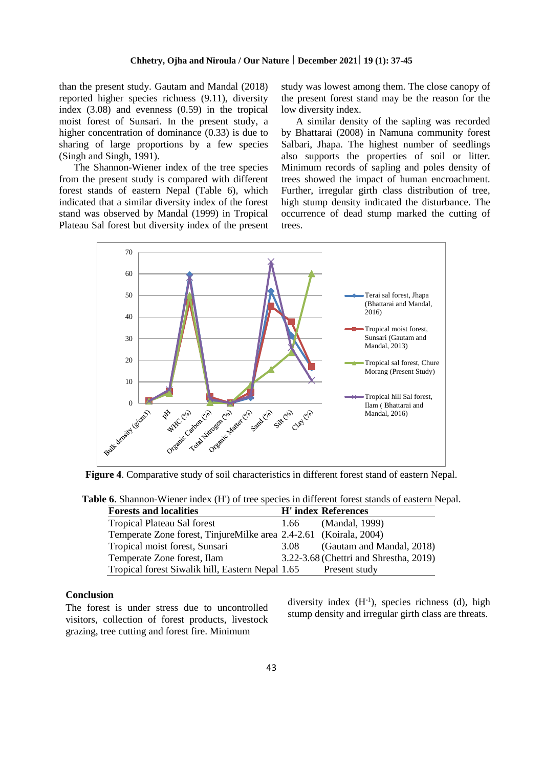than the present study. Gautam and Mandal (2018) reported higher species richness (9.11), diversity index (3.08) and evenness (0.59) in the tropical moist forest of Sunsari. In the present study, a higher concentration of dominance (0.33) is due to sharing of large proportions by a few species (Singh and Singh, 1991).

The Shannon-Wiener index of the tree species from the present study is compared with different forest stands of eastern Nepal (Table 6), which indicated that a similar diversity index of the forest stand was observed by Mandal (1999) in Tropical Plateau Sal forest but diversity index of the present study was lowest among them. The close canopy of the present forest stand may be the reason for the low diversity index.

A similar density of the sapling was recorded by Bhattarai (2008) in Namuna community forest Salbari, Jhapa. The highest number of seedlings also supports the properties of soil or litter. Minimum records of sapling and poles density of trees showed the impact of human encroachment. Further, irregular girth class distribution of tree, high stump density indicated the disturbance. The occurrence of dead stump marked the cutting of trees.

70
60
50
40
30
20
10
0

Bulk density (g/cm3)
pH
WHC (%)
Organic Carbon (%)
Total Nitrogen (%)
Organic Matter (%)
Sand (%)
Silt (%)
Clay (%)

Terai sal forest, Jhapa (Bhattarai and Mandal, 2016)
Tropical moist forest, Sunsari (Gautam and Mandal, 2013)
Tropical sal forest, Chure Morang (Present Study)
Tropical hill Sal forest, Ilam ( Bhattarai and Mandal, 2016)

**Figure 4**. Comparative study of soil characteristics in different forest stand of eastern Nepal.

**Table 6**. Shannon-Wiener index (H') of tree species in different forest stands of eastern Nepal.

| Forests and localities | H' index | References |
|---|---|---|
| Tropical Plateau Sal forest | 1.66 | (Mandal, 1999) |
| Temperate Zone forest, TinjureMilke area | 2.4-2.61 | (Koirala, 2004) |
| Tropical moist forest, Sunsari | 3.08 | (Gautam and Mandal, 2018) |
| Temperate Zone forest, Ilam | 3.22-3.68 | (Chettri and Shrestha, 2019) |
| Tropical forest Siwalik hill, Eastern Nepal | 1.65 | Present study |

## Conclusion

The forest is under stress due to uncontrolled visitors, collection of forest products, livestock grazing, tree cutting and forest fire. Minimum diversity index ($H^{-1}$), species richness (d), high stump density and irregular girth class are threats.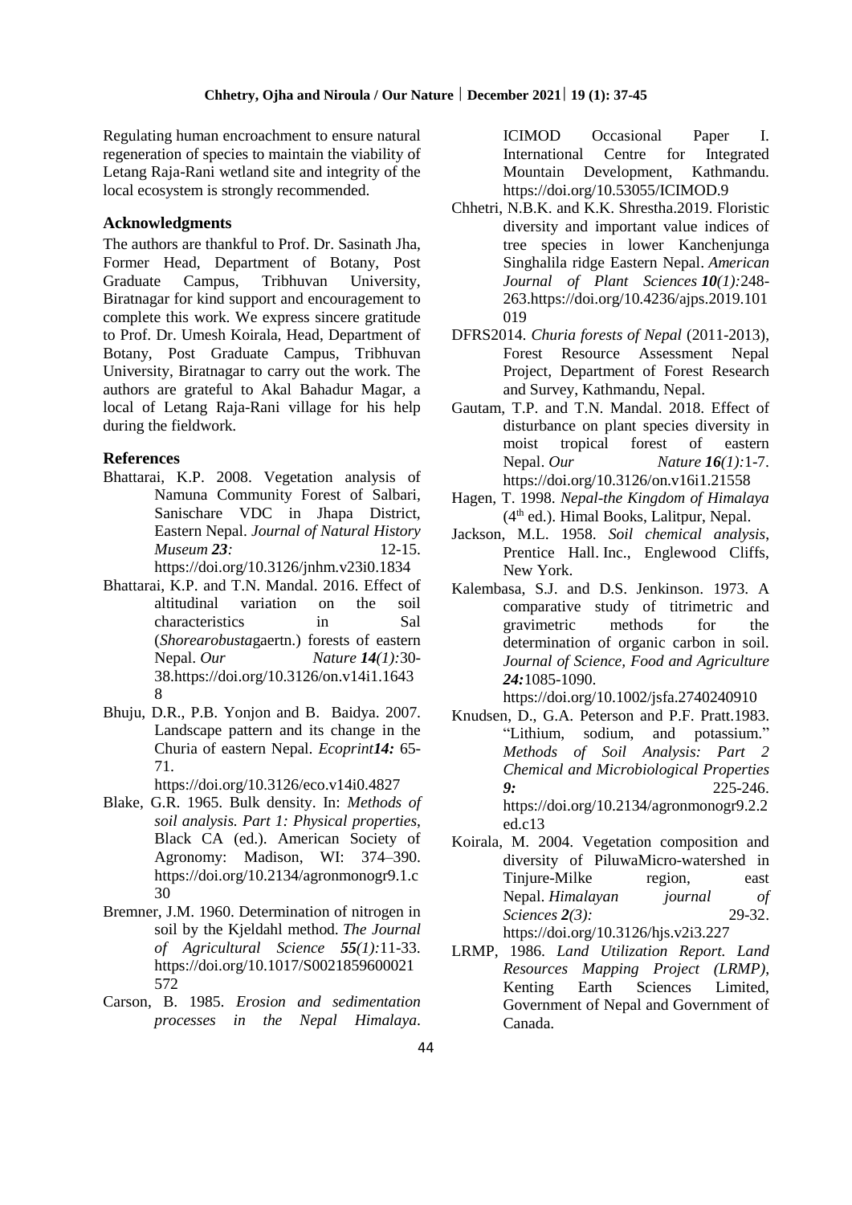Regulating human encroachment to ensure natural regeneration of species to maintain the viability of Letang Raja-Rani wetland site and integrity of the local ecosystem is strongly recommended.

## Acknowledgments

The authors are thankful to Prof. Dr. Sasinath Jha, Former Head, Department of Botany, Post Graduate Campus, Tribhuvan University, Biratnagar for kind support and encouragement to complete this work. We express sincere gratitude to Prof. Dr. Umesh Koirala, Head, Department of Botany, Post Graduate Campus, Tribhuvan University, Biratnagar to carry out the work. The authors are grateful to Akal Bahadur Magar, a local of Letang Raja-Rani village for his help during the fieldwork.

## References

Bhattarai, K.P. 2008. Vegetation analysis of Namuna Community Forest of Salbari, Sanischare VDC in Jhapa District, Eastern Nepal. *Journal of Natural History Museum* ***23***: 12-15. https://doi.org/10.3126/jnhm.v23i0.1834

Bhattarai, K.P. and T.N. Mandal. 2016. Effect of altitudinal variation on the soil characteristics in Sal (*Shorearobusta*gaertn.) forests of eastern Nepal. *Our Nature* ***14****(1)*:30-38.https://doi.org/10.3126/on.v14i1.16438

Bhuju, D.R., P.B. Yonjon and B. Baidya. 2007. Landscape pattern and its change in the Churia of eastern Nepal. *Ecoprint****14****:* 65-71. https://doi.org/10.3126/eco.v14i0.4827

Blake, G.R. 1965. Bulk density. In: *Methods of soil analysis. Part 1: Physical properties*, Black CA (ed.). American Society of Agronomy: Madison, WI: 374–390. https://doi.org/10.2134/agronmonogr9.1.c30

Bremner, J.M. 1960. Determination of nitrogen in soil by the Kjeldahl method. *The Journal of Agricultural Science* ***55****(1)*:11-33. https://doi.org/10.1017/S0021859600021572

Carson, B. 1985. *Erosion and sedimentation processes in the Nepal Himalaya*. ICIMOD Occasional Paper I. International Centre for Integrated Mountain Development, Kathmandu. https://doi.org/10.53055/ICIMOD.9

Chhetri, N.B.K. and K.K. Shrestha.2019. Floristic diversity and important value indices of tree species in lower Kanchenjunga Singhalila ridge Eastern Nepal. *American Journal of Plant Sciences* ***10****(1)*:248-263.https://doi.org/10.4236/ajps.2019.101019

DFRS2014. *Churia forests of Nepal* (2011-2013), Forest Resource Assessment Nepal Project, Department of Forest Research and Survey, Kathmandu, Nepal.

Gautam, T.P. and T.N. Mandal. 2018. Effect of disturbance on plant species diversity in moist tropical forest of eastern Nepal. *Our Nature* ***16****(1)*:1-7. https://doi.org/10.3126/on.v16i1.21558

Hagen, T. 1998. *Nepal-the Kingdom of Himalaya* (4th ed.). Himal Books, Lalitpur, Nepal.

Jackson, M.L. 1958. *Soil chemical analysis*, Prentice Hall. Inc., Englewood Cliffs, New York.

Kalembasa, S.J. and D.S. Jenkinson. 1973. A comparative study of titrimetric and gravimetric methods for the determination of organic carbon in soil. *Journal of Science, Food and Agriculture* ***24****:*1085-1090. https://doi.org/10.1002/jsfa.2740240910

Knudsen, D., G.A. Peterson and P.F. Pratt.1983. "Lithium, sodium, and potassium." *Methods of Soil Analysis: Part 2 Chemical and Microbiological Properties* ***9****:* 225-246. https://doi.org/10.2134/agronmonogr9.2.2ed.c13

Koirala, M. 2004. Vegetation composition and diversity of PiluwaMicro-watershed in Tinjure-Milke region, east Nepal. *Himalayan journal of Sciences* ***2****(3):* 29-32. https://doi.org/10.3126/hjs.v2i3.227

LRMP, 1986. *Land Utilization Report. Land Resources Mapping Project (LRMP)*, Kenting Earth Sciences Limited, Government of Nepal and Government of Canada.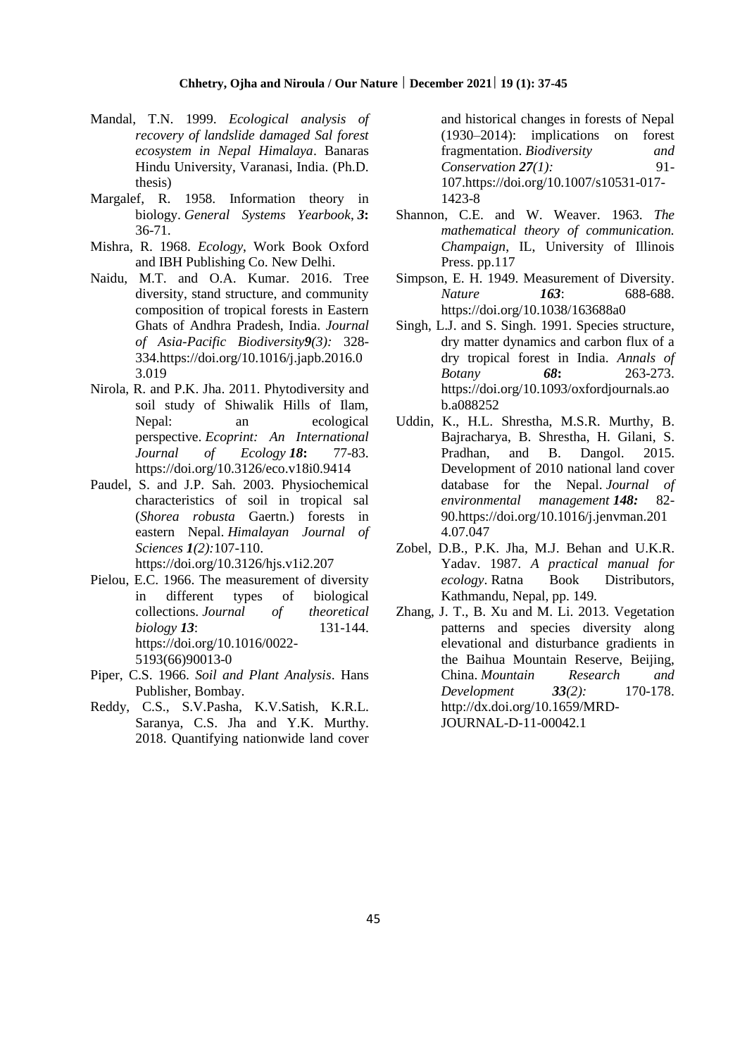Mandal, T.N. 1999. *Ecological analysis of recovery of landslide damaged Sal forest ecosystem in Nepal Himalaya*. Banaras Hindu University, Varanasi, India. (Ph.D. thesis)

Margalef, R. 1958. Information theory in biology. *General Systems Yearbook*, ***3*****:** 36-71.

Mishra, R. 1968. *Ecology*, Work Book Oxford and IBH Publishing Co. New Delhi.

Naidu, M.T. and O.A. Kumar. 2016. Tree diversity, stand structure, and community composition of tropical forests in Eastern Ghats of Andhra Pradesh, India. *Journal of Asia-Pacific Biodiversity* ***9****(3):* 328-334.https://doi.org/10.1016/j.japb.2016.03.019

Nirola, R. and P.K. Jha. 2011. Phytodiversity and soil study of Shiwalik Hills of Ilam, Nepal: an ecological perspective. *Ecoprint: An International Journal of Ecology* ***18*****:** 77-83. https://doi.org/10.3126/eco.v18i0.9414

Paudel, S. and J.P. Sah. 2003. Physiochemical characteristics of soil in tropical sal (*Shorea robusta* Gaertn.) forests in eastern Nepal. *Himalayan Journal of Sciences* ***1****(2):*107-110. https://doi.org/10.3126/hjs.v1i2.207

Pielou, E.C. 1966. The measurement of diversity in different types of biological collections. *Journal of theoretical biology* ***13***: 131-144. https://doi.org/10.1016/0022-5193(66)90013-0

Piper, C.S. 1966. *Soil and Plant Analysis*. Hans Publisher, Bombay.

Reddy, C.S., S.V.Pasha, K.V.Satish, K.R.L. Saranya, C.S. Jha and Y.K. Murthy. 2018. Quantifying nationwide land cover and historical changes in forests of Nepal (1930–2014): implications on forest fragmentation. *Biodiversity and Conservation* ***27****(1):* 91-107.https://doi.org/10.1007/s10531-017-1423-8

Shannon, C.E. and W. Weaver. 1963. *The mathematical theory of communication. Champaign*, IL, University of Illinois Press. pp.117

Simpson, E. H. 1949. Measurement of Diversity. *Nature* ***163***: 688-688. https://doi.org/10.1038/163688a0

Singh, L.J. and S. Singh. 1991. Species structure, dry matter dynamics and carbon flux of a dry tropical forest in India. *Annals of Botany* ***68*****:** 263-273. https://doi.org/10.1093/oxfordjournals.aob.a088252

Uddin, K., H.L. Shrestha, M.S.R. Murthy, B. Bajracharya, B. Shrestha, H. Gilani, S. Pradhan, and B. Dangol. 2015. Development of 2010 national land cover database for the Nepal. *Journal of environmental management* ***148:*** 82-90.https://doi.org/10.1016/j.jenvman.2014.07.047

Zobel, D.B., P.K. Jha, M.J. Behan and U.K.R. Yadav. 1987. *A practical manual for ecology*. Ratna Book Distributors, Kathmandu, Nepal, pp. 149.

Zhang, J. T., B. Xu and M. Li. 2013. Vegetation patterns and species diversity along elevational and disturbance gradients in the Baihua Mountain Reserve, Beijing, China. *Mountain Research and Development* ***33****(2):* 170-178. http://dx.doi.org/10.1659/MRD-JOURNAL-D-11-00042.1